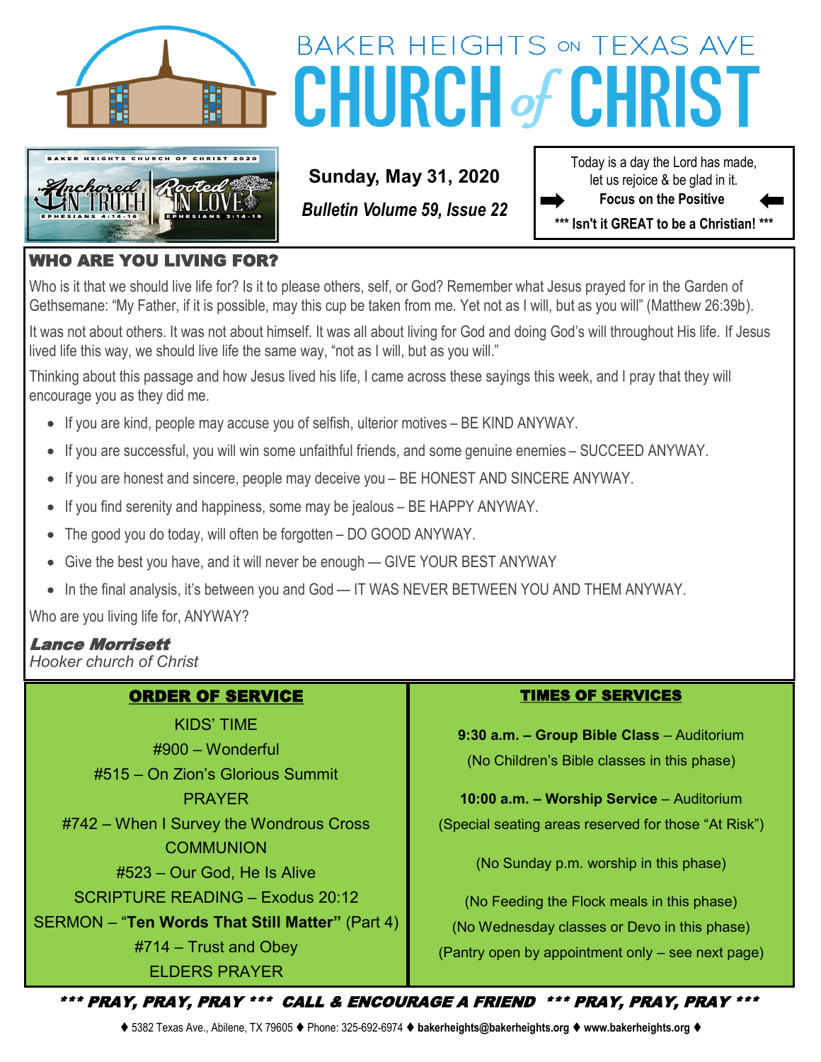# BAKER HEIGHTS ON TEXAS AVE CHURCH of CHRIST

BAKER HEIGHTS CHURCH OF CHRIST 2020 — Anchored IN TRUTH (EPHESIANS 4:14-16) — Rooted IN LOVE (EPHESIANS 3:14-19)

**Sunday, May 31, 2020**

***Bulletin Volume 59, Issue 22***

Today is a day the Lord has made, let us rejoice & be glad in it.

**➡ Focus on the Positive ⬅**

**\*\*\* Isn't it GREAT to be a Christian! \*\*\***

## WHO ARE YOU LIVING FOR?

Who is it that we should live life for? Is it to please others, self, or God? Remember what Jesus prayed for in the Garden of Gethsemane: "My Father, if it is possible, may this cup be taken from me. Yet not as I will, but as you will" (Matthew 26:39b).

It was not about others. It was not about himself. It was all about living for God and doing God's will throughout His life. If Jesus lived life this way, we should live life the same way, "not as I will, but as you will."

Thinking about this passage and how Jesus lived his life, I came across these sayings this week, and I pray that they will encourage you as they did me.

- If you are kind, people may accuse you of selfish, ulterior motives – BE KIND ANYWAY.
- If you are successful, you will win some unfaithful friends, and some genuine enemies – SUCCEED ANYWAY.
- If you are honest and sincere, people may deceive you – BE HONEST AND SINCERE ANYWAY.
- If you find serenity and happiness, some may be jealous – BE HAPPY ANYWAY.
- The good you do today, will often be forgotten – DO GOOD ANYWAY.
- Give the best you have, and it will never be enough — GIVE YOUR BEST ANYWAY
- In the final analysis, it's between you and God — IT WAS NEVER BETWEEN YOU AND THEM ANYWAY.

Who are you living life for, ANYWAY?

***Lance Morrisett***
*Hooker church of Christ*

## ORDER OF SERVICE

KIDS' TIME
#900 – Wonderful
#515 – On Zion's Glorious Summit
PRAYER
#742 – When I Survey the Wondrous Cross
COMMUNION
#523 – Our God, He Is Alive
SCRIPTURE READING – Exodus 20:12
SERMON – "**Ten Words That Still Matter"** (Part 4)
#714 – Trust and Obey
ELDERS PRAYER

## TIMES OF SERVICES

**9:30 a.m. – Group Bible Class** – Auditorium
(No Children's Bible classes in this phase)

**10:00 a.m. – Worship Service** – Auditorium
(Special seating areas reserved for those "At Risk")

(No Sunday p.m. worship in this phase)

(No Feeding the Flock meals in this phase)
(No Wednesday classes or Devo in this phase)
(Pantry open by appointment only – see next page)

***\*\*\* PRAY, PRAY, PRAY \*\*\* CALL & ENCOURAGE A FRIEND \*\*\* PRAY, PRAY, PRAY \*\*\****

♦ 5382 Texas Ave., Abilene, TX 79605 ♦ Phone: 325-692-6974 ♦ **bakerheights@bakerheights.org** ♦ **www.bakerheights.org** ♦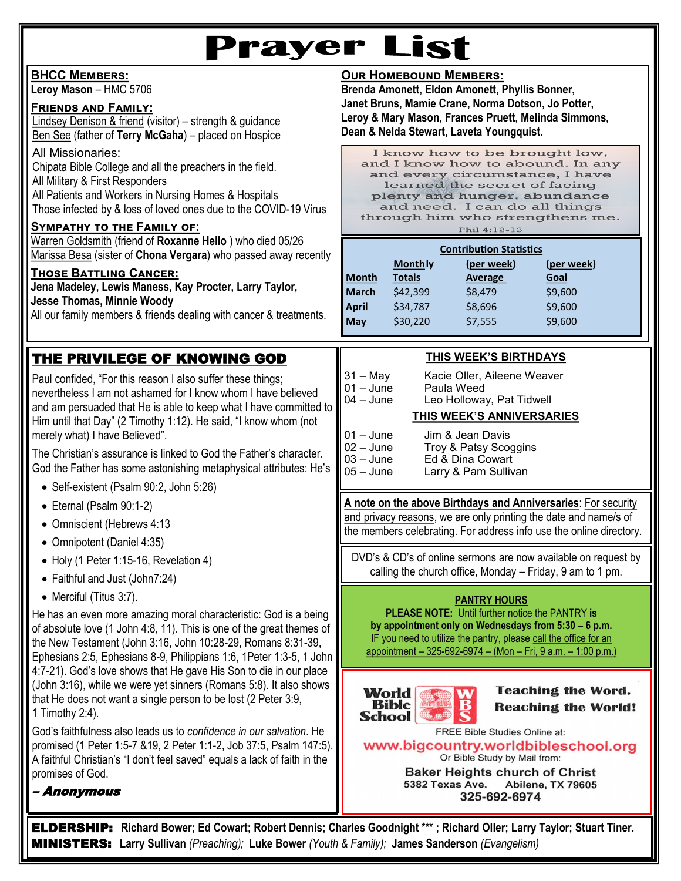# Prayer List

## BHCC Members:

**Leroy Mason** – HMC 5706

## Friends and Family:

Lindsey Denison & friend (visitor) – strength & guidance
Ben See (father of **Terry McGaha**) – placed on Hospice

All Missionaries:
Chipata Bible College and all the preachers in the field.
All Military & First Responders
All Patients and Workers in Nursing Homes & Hospitals
Those infected by & loss of loved ones due to the COVID-19 Virus

## Sympathy to the Family of:

Warren Goldsmith (friend of **Roxanne Hello** ) who died 05/26
Marissa Besa (sister of **Chona Vergara**) who passed away recently

## Those Battling Cancer:

**Jena Madeley, Lewis Maness, Kay Procter, Larry Taylor, Jesse Thomas, Minnie Woody**
All our family members & friends dealing with cancer & treatments.

## Our Homebound Members:

**Brenda Amonett, Eldon Amonett, Phyllis Bonner, Janet Bruns, Mamie Crane, Norma Dotson, Jo Potter, Leroy & Mary Mason, Frances Pruett, Melinda Simmons, Dean & Nelda Stewart, Laveta Youngquist.**

I know how to be brought low, and I know how to abound. In any and every circumstance, I have learned the secret of facing plenty and hunger, abundance and need. I can do all things through him who strengthens me.
Phil 4:12-13

**Contribution Statistics**

| Month | Monthly Totals | (per week) Average | (per week) Goal |
|---|---|---|---|
| March | $42,399 | $8,479 | $9,600 |
| April | $34,787 | $8,696 | $9,600 |
| May | $30,220 | $7,555 | $9,600 |

## THE PRIVILEGE OF KNOWING GOD

Paul confided, "For this reason I also suffer these things; nevertheless I am not ashamed for I know whom I have believed and am persuaded that He is able to keep what I have committed to Him until that Day" (2 Timothy 1:12). He said, "I know whom (not merely what) I have Believed".

The Christian's assurance is linked to God the Father's character. God the Father has some astonishing metaphysical attributes: He's

- Self-existent (Psalm 90:2, John 5:26)
- Eternal (Psalm 90:1-2)
- Omniscient (Hebrews 4:13
- Omnipotent (Daniel 4:35)
- Holy (1 Peter 1:15-16, Revelation 4)
- Faithful and Just (John7:24)
- Merciful (Titus 3:7).

He has an even more amazing moral characteristic: God is a being of absolute love (1 John 4:8, 11). This is one of the great themes of the New Testament (John 3:16, John 10:28-29, Romans 8:31-39, Ephesians 2:5, Ephesians 8-9, Philippians 1:6, 1Peter 1:3-5, 1 John 4:7-21). God's love shows that He gave His Son to die in our place (John 3:16), while we were yet sinners (Romans 5:8). It also shows that He does not want a single person to be lost (2 Peter 3:9, 1 Timothy 2:4).

God's faithfulness also leads us to *confidence in our salvation*. He promised (1 Peter 1:5-7 &19, 2 Peter 1:1-2, Job 37:5, Psalm 147:5). A faithful Christian's "I don't feel saved" equals a lack of faith in the promises of God.

***– Anonymous***

## THIS WEEK'S BIRTHDAYS

| | |
|---|---|
| 31 – May | Kacie Oller, Aileene Weaver |
| 01 – June | Paula Weed |
| 04 – June | Leo Holloway, Pat Tidwell |

## THIS WEEK'S ANNIVERSARIES

| | |
|---|---|
| 01 – June | Jim & Jean Davis |
| 02 – June | Troy & Patsy Scoggins |
| 03 – June | Ed & Dina Cowart |
| 05 – June | Larry & Pam Sullivan |

**A note on the above Birthdays and Anniversaries**: For security and privacy reasons, we are only printing the date and name/s of the members celebrating. For address info use the online directory.

DVD's & CD's of online sermons are now available on request by calling the church office, Monday – Friday, 9 am to 1 pm.

**PANTRY HOURS**

**PLEASE NOTE:** Until further notice the PANTRY **is by appointment only on Wednesdays from 5:30 – 6 p.m.**
IF you need to utilize the pantry, please call the office for an appointment – 325-692-6974 – (Mon – Fri, 9 a.m. – 1:00 p.m.)

World Bible School — Teaching the Word. Reaching the World!
FREE Bible Studies Online at:
www.bigcountry.worldbibleschool.org
Or Bible Study by Mail from:
Baker Heights church of Christ
5382 Texas Ave. Abilene, TX 79605
325-692-6974

**ELDERSHIP:** **Richard Bower; Ed Cowart; Robert Dennis; Charles Goodnight \*\*\* ; Richard Oller; Larry Taylor; Stuart Tiner.**
**MINISTERS:** **Larry Sullivan** *(Preaching);* **Luke Bower** *(Youth & Family);* **James Sanderson** *(Evangelism)*